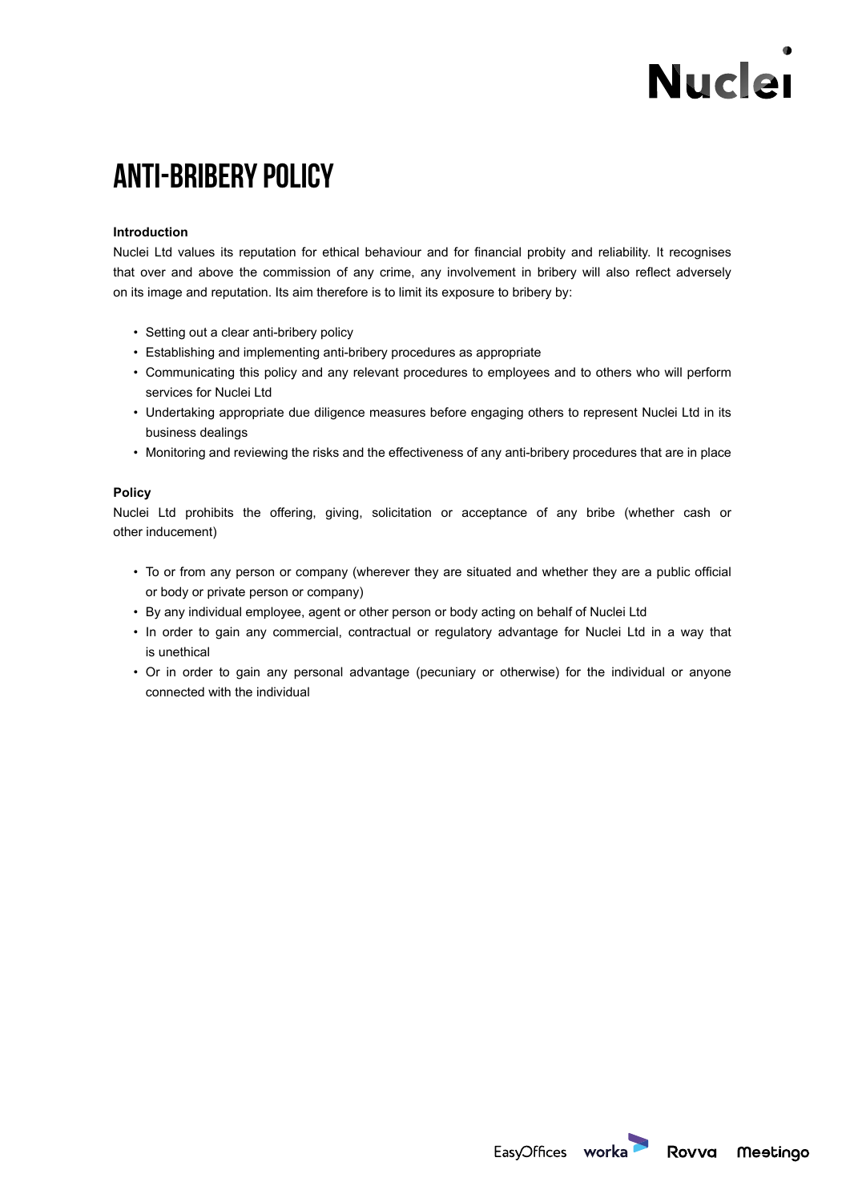# ANTI-BRIBERY POLICY

**Introduction**

Nuclei Ltd values its reputation for ethical behaviour and for financial probity and reliability. It recognises that over and above the commission of any crime, any involvement in bribery will also reflect adversely on its image and reputation. Its aim therefore is to limit its exposure to bribery by:

- Setting out a clear anti-bribery policy
- Establishing and implementing anti-bribery procedures as appropriate
- Communicating this policy and any relevant procedures to employees and to others who will perform services for Nuclei Ltd
- Undertaking appropriate due diligence measures before engaging others to represent Nuclei Ltd in its business dealings
- Monitoring and reviewing the risks and the effectiveness of any anti-bribery procedures that are in place

**Policy**

Nuclei Ltd prohibits the offering, giving, solicitation or acceptance of any bribe (whether cash or other inducement)

- To or from any person or company (wherever they are situated and whether they are a public official or body or private person or company)
- By any individual employee, agent or other person or body acting on behalf of Nuclei Ltd
- In order to gain any commercial, contractual or regulatory advantage for Nuclei Ltd in a way that is unethical
- Or in order to gain any personal advantage (pecuniary or otherwise) for the individual or anyone connected with the individual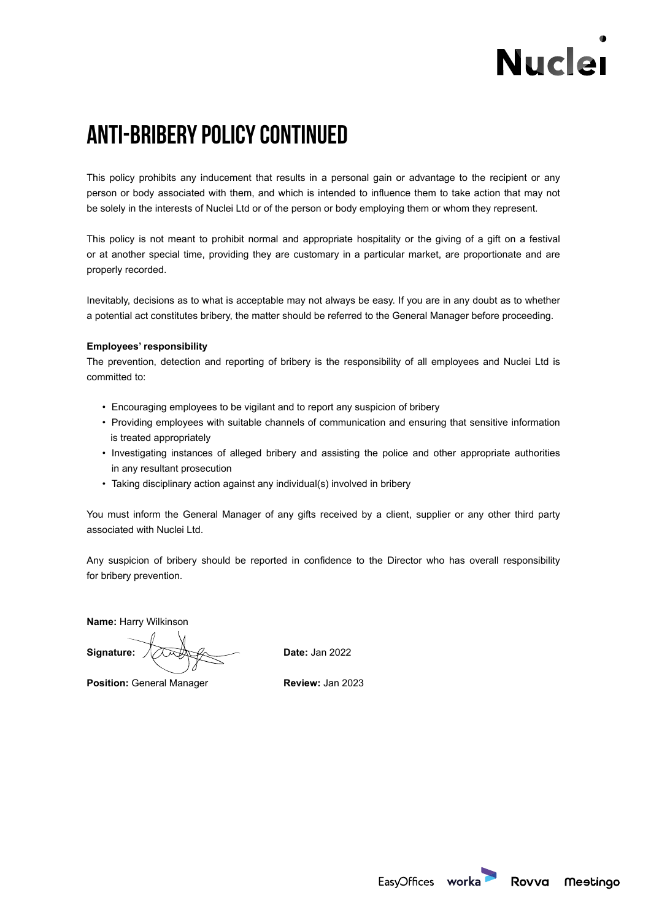# ANTI-BRIBERY POLICY CONTINUED

This policy prohibits any inducement that results in a personal gain or advantage to the recipient or any person or body associated with them, and which is intended to influence them to take action that may not be solely in the interests of Nuclei Ltd or of the person or body employing them or whom they represent.

This policy is not meant to prohibit normal and appropriate hospitality or the giving of a gift on a festival or at another special time, providing they are customary in a particular market, are proportionate and are properly recorded.

Inevitably, decisions as to what is acceptable may not always be easy. If you are in any doubt as to whether a potential act constitutes bribery, the matter should be referred to the General Manager before proceeding.

**Employees' responsibility**

The prevention, detection and reporting of bribery is the responsibility of all employees and Nuclei Ltd is committed to:

- Encouraging employees to be vigilant and to report any suspicion of bribery
- Providing employees with suitable channels of communication and ensuring that sensitive information is treated appropriately
- Investigating instances of alleged bribery and assisting the police and other appropriate authorities in any resultant prosecution
- Taking disciplinary action against any individual(s) involved in bribery

You must inform the General Manager of any gifts received by a client, supplier or any other third party associated with Nuclei Ltd.

Any suspicion of bribery should be reported in confidence to the Director who has overall responsibility for bribery prevention.

**Name:** Harry Wilkinson

**Signature:** **Date:** Jan 2022

**Position:** General Manager **Review:** Jan 2023